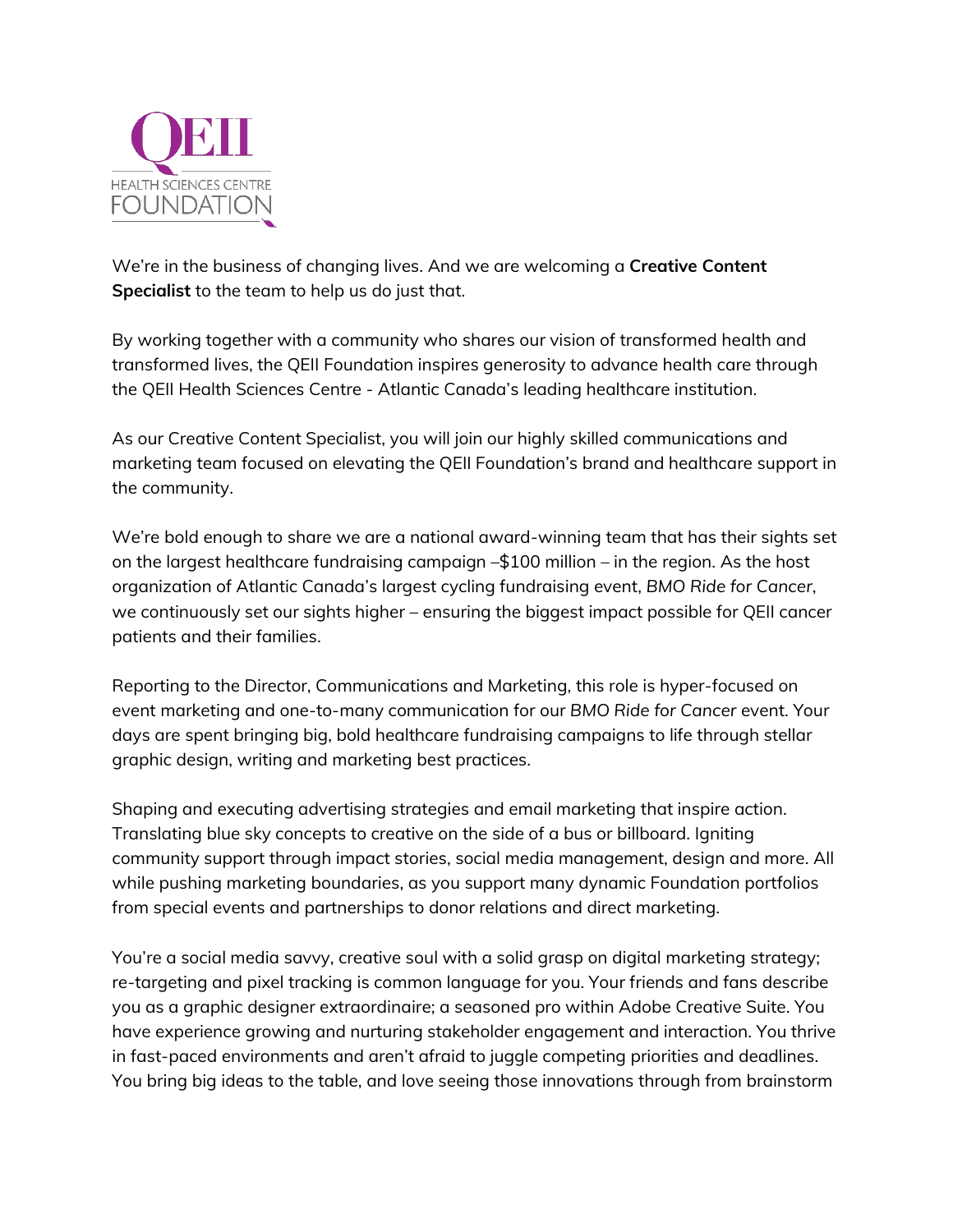QEII

HEALTH SCIENCES CENTRE

FOUNDATION

We're in the business of changing lives. And we are welcoming a **Creative Content Specialist** to the team to help us do just that.

By working together with a community who shares our vision of transformed health and transformed lives, the QEII Foundation inspires generosity to advance health care through the QEII Health Sciences Centre - Atlantic Canada's leading healthcare institution.

As our Creative Content Specialist, you will join our highly skilled communications and marketing team focused on elevating the QEII Foundation's brand and healthcare support in the community.

We're bold enough to share we are a national award-winning team that has their sights set on the largest healthcare fundraising campaign –$100 million – in the region. As the host organization of Atlantic Canada's largest cycling fundraising event, *BMO Ride for Cancer*, we continuously set our sights higher – ensuring the biggest impact possible for QEII cancer patients and their families.

Reporting to the Director, Communications and Marketing, this role is hyper-focused on event marketing and one-to-many communication for our *BMO Ride for Cancer* event. Your days are spent bringing big, bold healthcare fundraising campaigns to life through stellar graphic design, writing and marketing best practices.

Shaping and executing advertising strategies and email marketing that inspire action. Translating blue sky concepts to creative on the side of a bus or billboard. Igniting community support through impact stories, social media management, design and more. All while pushing marketing boundaries, as you support many dynamic Foundation portfolios from special events and partnerships to donor relations and direct marketing.

You're a social media savvy, creative soul with a solid grasp on digital marketing strategy; re-targeting and pixel tracking is common language for you. Your friends and fans describe you as a graphic designer extraordinaire; a seasoned pro within Adobe Creative Suite. You have experience growing and nurturing stakeholder engagement and interaction. You thrive in fast-paced environments and aren't afraid to juggle competing priorities and deadlines. You bring big ideas to the table, and love seeing those innovations through from brainstorm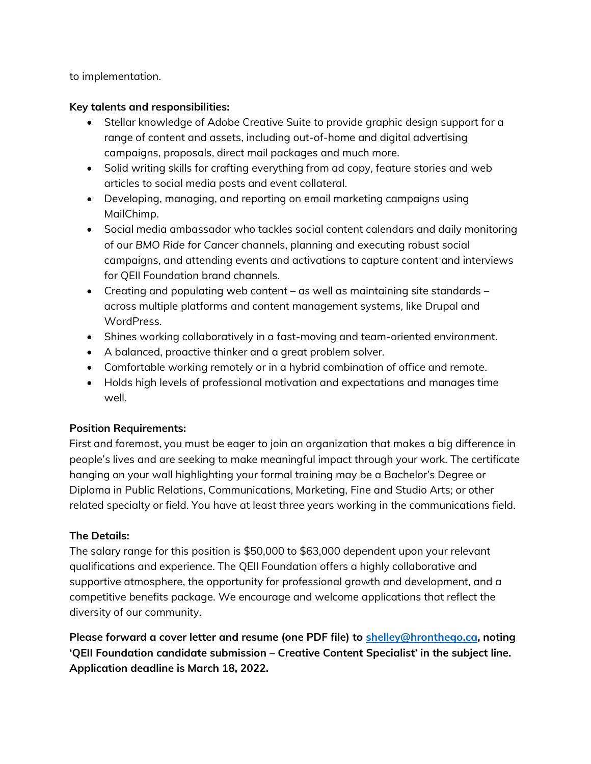to implementation.

**Key talents and responsibilities:**

- Stellar knowledge of Adobe Creative Suite to provide graphic design support for a range of content and assets, including out-of-home and digital advertising campaigns, proposals, direct mail packages and much more.
- Solid writing skills for crafting everything from ad copy, feature stories and web articles to social media posts and event collateral.
- Developing, managing, and reporting on email marketing campaigns using MailChimp.
- Social media ambassador who tackles social content calendars and daily monitoring of our *BMO Ride for Cancer* channels, planning and executing robust social campaigns, and attending events and activations to capture content and interviews for QEII Foundation brand channels.
- Creating and populating web content – as well as maintaining site standards – across multiple platforms and content management systems, like Drupal and WordPress.
- Shines working collaboratively in a fast-moving and team-oriented environment.
- A balanced, proactive thinker and a great problem solver.
- Comfortable working remotely or in a hybrid combination of office and remote.
- Holds high levels of professional motivation and expectations and manages time well.

**Position Requirements:**

First and foremost, you must be eager to join an organization that makes a big difference in people's lives and are seeking to make meaningful impact through your work. The certificate hanging on your wall highlighting your formal training may be a Bachelor's Degree or Diploma in Public Relations, Communications, Marketing, Fine and Studio Arts; or other related specialty or field. You have at least three years working in the communications field.

**The Details:**

The salary range for this position is $50,000 to $63,000 dependent upon your relevant qualifications and experience. The QEII Foundation offers a highly collaborative and supportive atmosphere, the opportunity for professional growth and development, and a competitive benefits package. We encourage and welcome applications that reflect the diversity of our community.

**Please forward a cover letter and resume (one PDF file) to [shelley@hronthego.ca](mailto:shelley@hronthego.ca), noting 'QEII Foundation candidate submission – Creative Content Specialist' in the subject line. Application deadline is March 18, 2022.**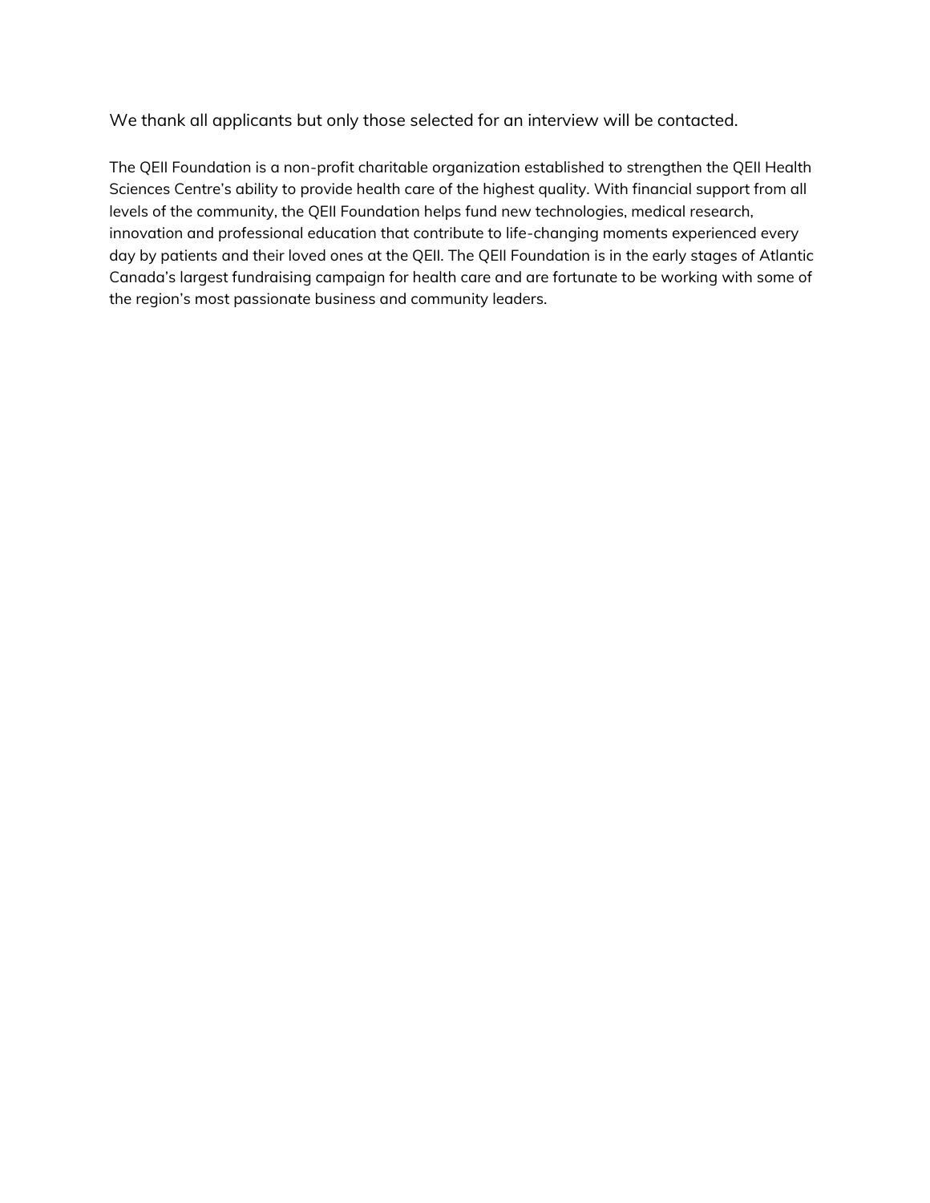We thank all applicants but only those selected for an interview will be contacted.

The QEII Foundation is a non-profit charitable organization established to strengthen the QEII Health Sciences Centre's ability to provide health care of the highest quality. With financial support from all levels of the community, the QEII Foundation helps fund new technologies, medical research, innovation and professional education that contribute to life-changing moments experienced every day by patients and their loved ones at the QEII. The QEII Foundation is in the early stages of Atlantic Canada's largest fundraising campaign for health care and are fortunate to be working with some of the region's most passionate business and community leaders.